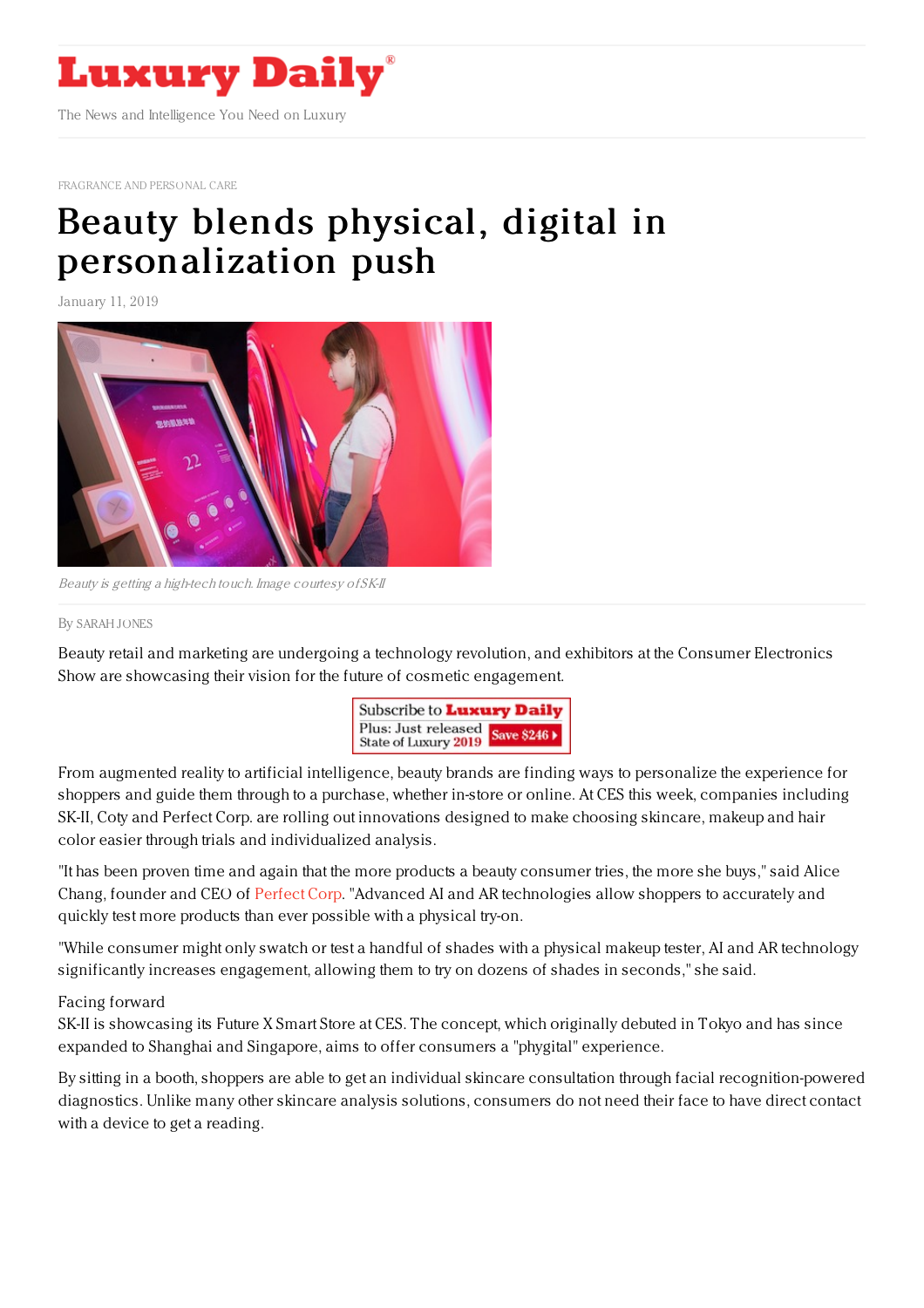# Luxury Daily

The News and Intelligence You Need on Luxury

FRAGRANCE AND PERSONAL CARE

# Beauty blends physical, digital in personalization push

January 11, 2019

*Beauty is getting a high-tech touch. Image courtesy of SK-II*

By SARAH JONES

Beauty retail and marketing are undergoing a technology revolution, and exhibitors at the Consumer Electronics Show are showcasing their vision for the future of cosmetic engagement.

From augmented reality to artificial intelligence, beauty brands are finding ways to personalize the experience for shoppers and guide them through to a purchase, whether in-store or online. At CES this week, companies including SK-II, Coty and Perfect Corp. are rolling out innovations designed to make choosing skincare, makeup and hair color easier through trials and individualized analysis.

"It has been proven time and again that the more products a beauty consumer tries, the more she buys," said Alice Chang, founder and CEO of Perfect Corp. "Advanced AI and AR technologies allow shoppers to accurately and quickly test more products than ever possible with a physical try-on.

"While consumer might only swatch or test a handful of shades with a physical makeup tester, AI and AR technology significantly increases engagement, allowing them to try on dozens of shades in seconds," she said.

Facing forward

SK-II is showcasing its Future X Smart Store at CES. The concept, which originally debuted in Tokyo and has since expanded to Shanghai and Singapore, aims to offer consumers a "phygital" experience.

By sitting in a booth, shoppers are able to get an individual skincare consultation through facial recognition-powered diagnostics. Unlike many other skincare analysis solutions, consumers do not need their face to have direct contact with a device to get a reading.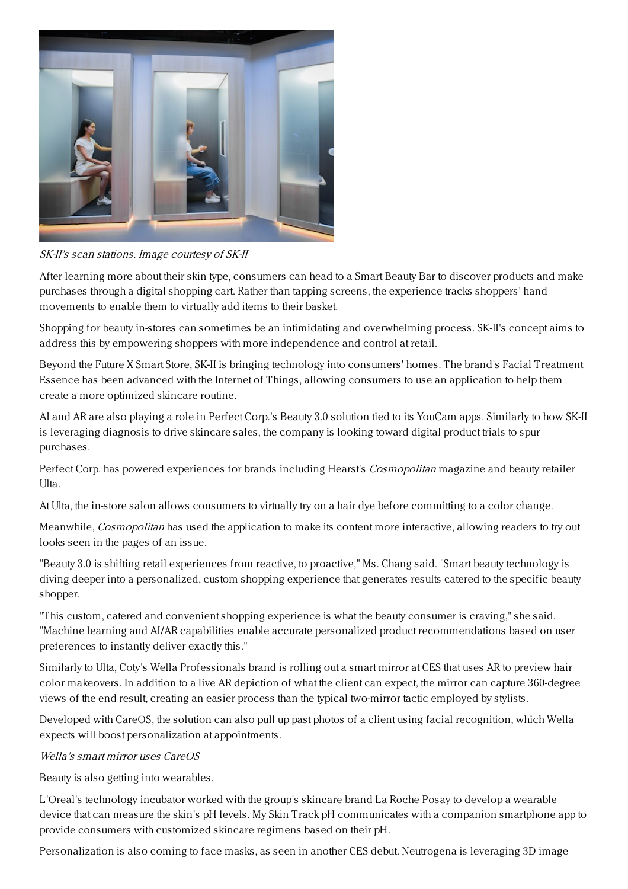*SK-II's scan stations. Image courtesy of SK-II*

After learning more about their skin type, consumers can head to a Smart Beauty Bar to discover products and make purchases through a digital shopping cart. Rather than tapping screens, the experience tracks shoppers' hand movements to enable them to virtually add items to their basket.

Shopping for beauty in-stores can sometimes be an intimidating and overwhelming process. SK-II's concept aims to address this by empowering shoppers with more independence and control at retail.

Beyond the Future X Smart Store, SK-II is bringing technology into consumers' homes. The brand's Facial Treatment Essence has been advanced with the Internet of Things, allowing consumers to use an application to help them create a more optimized skincare routine.

AI and AR are also playing a role in Perfect Corp.'s Beauty 3.0 solution tied to its YouCam apps. Similarly to how SK-II is leveraging diagnosis to drive skincare sales, the company is looking toward digital product trials to spur purchases.

Perfect Corp. has powered experiences for brands including Hearst's *Cosmopolitan* magazine and beauty retailer Ulta.

At Ulta, the in-store salon allows consumers to virtually try on a hair dye before committing to a color change.

Meanwhile, *Cosmopolitan* has used the application to make its content more interactive, allowing readers to try out looks seen in the pages of an issue.

"Beauty 3.0 is shifting retail experiences from reactive, to proactive," Ms. Chang said. "Smart beauty technology is diving deeper into a personalized, custom shopping experience that generates results catered to the specific beauty shopper.

"This custom, catered and convenient shopping experience is what the beauty consumer is craving," she said. "Machine learning and AI/AR capabilities enable accurate personalized product recommendations based on user preferences to instantly deliver exactly this."

Similarly to Ulta, Coty's Wella Professionals brand is rolling out a smart mirror at CES that uses AR to preview hair color makeovers. In addition to a live AR depiction of what the client can expect, the mirror can capture 360-degree views of the end result, creating an easier process than the typical two-mirror tactic employed by stylists.

Developed with CareOS, the solution can also pull up past photos of a client using facial recognition, which Wella expects will boost personalization at appointments.

*Wella's smart mirror uses CareOS*

Beauty is also getting into wearables.

L'Oreal's technology incubator worked with the group's skincare brand La Roche Posay to develop a wearable device that can measure the skin's pH levels. My Skin Track pH communicates with a companion smartphone app to provide consumers with customized skincare regimens based on their pH.

Personalization is also coming to face masks, as seen in another CES debut. Neutrogena is leveraging 3D image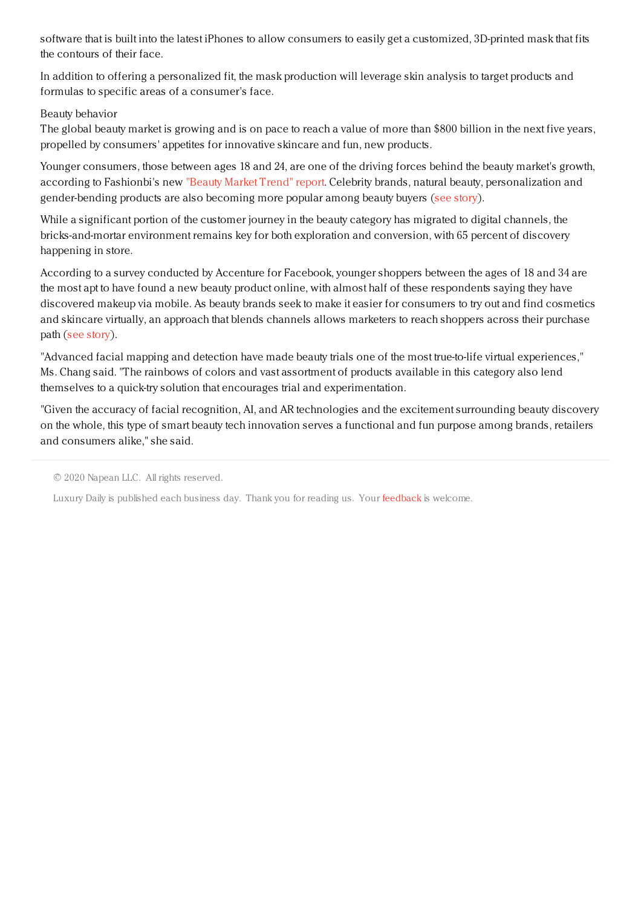software that is built into the latest iPhones to allow consumers to easily get a customized, 3D-printed mask that fits the contours of their face.

In addition to offering a personalized fit, the mask production will leverage skin analysis to target products and formulas to specific areas of a consumer's face.

## Beauty behavior

The global beauty market is growing and is on pace to reach a value of more than $800 billion in the next five years, propelled by consumers' appetites for innovative skincare and fun, new products.

Younger consumers, those between ages 18 and 24, are one of the driving forces behind the beauty market's growth, according to Fashionbi's new "Beauty Market Trend" report. Celebrity brands, natural beauty, personalization and gender-bending products are also becoming more popular among beauty buyers (see story).

While a significant portion of the customer journey in the beauty category has migrated to digital channels, the bricks-and-mortar environment remains key for both exploration and conversion, with 65 percent of discovery happening in store.

According to a survey conducted by Accenture for Facebook, younger shoppers between the ages of 18 and 34 are the most apt to have found a new beauty product online, with almost half of these respondents saying they have discovered makeup via mobile. As beauty brands seek to make it easier for consumers to try out and find cosmetics and skincare virtually, an approach that blends channels allows marketers to reach shoppers across their purchase path (see story).

"Advanced facial mapping and detection have made beauty trials one of the most true-to-life virtual experiences," Ms. Chang said. "The rainbows of colors and vast assortment of products available in this category also lend themselves to a quick-try solution that encourages trial and experimentation.

"Given the accuracy of facial recognition, AI, and AR technologies and the excitement surrounding beauty discovery on the whole, this type of smart beauty tech innovation serves a functional and fun purpose among brands, retailers and consumers alike," she said.

© 2020 Napean LLC. All rights reserved.

Luxury Daily is published each business day. Thank you for reading us. Your feedback is welcome.